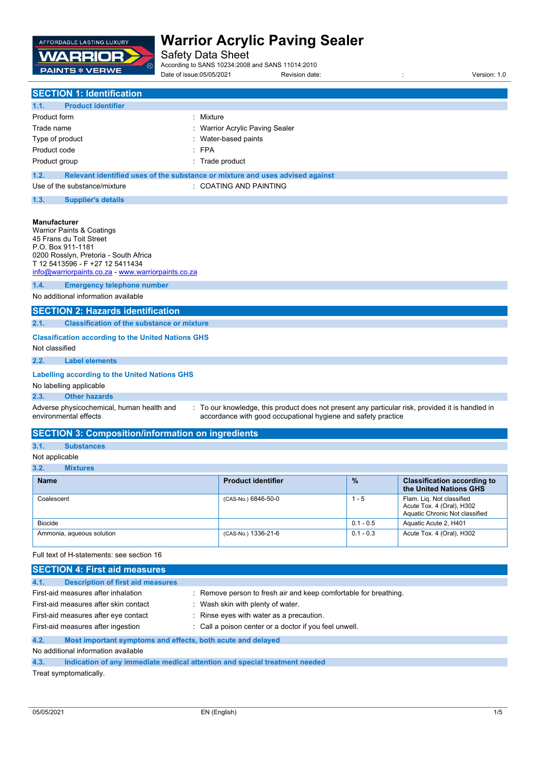# Warrior Acrylic Paving Sealer

Safety Data Sheet

According to SANS 10234:2008 and SANS 11014:2010

Date of issue:05/05/2021 Revision date: : Version: 1.0

## SECTION 1: Identification

### 1.1. Product identifier

| | |
|---|---|
| Product form | : Mixture |
| Trade name | : Warrior Acrylic Paving Sealer |
| Type of product | : Water-based paints |
| Product code | : FPA |
| Product group | : Trade product |

### 1.2. Relevant identified uses of the substance or mixture and uses advised against

Use of the substance/mixture : COATING AND PAINTING

### 1.3. Supplier's details

**Manufacturer**
Warrior Paints & Coatings
45 Frans du Toit Street
P.O. Box 911-1181
0200 Rosslyn, Pretoria - South Africa
T 12 5413596 - F +27 12 5411434
info@warriorpaints.co.za - www.warriorpaints.co.za

### 1.4. Emergency telephone number

No additional information available

## SECTION 2: Hazards identification

### 2.1. Classification of the substance or mixture

**Classification according to the United Nations GHS**

Not classified

### 2.2. Label elements

**Labelling according to the United Nations GHS**

No labelling applicable

### 2.3. Other hazards

Adverse physicochemical, human health and environmental effects : To our knowledge, this product does not present any particular risk, provided it is handled in accordance with good occupational hygiene and safety practice

## SECTION 3: Composition/information on ingredients

### 3.1. Substances

Not applicable

### 3.2. Mixtures

| Name | Product identifier | % | Classification according to the United Nations GHS |
|---|---|---|---|
| Coalescent | (CAS-No.) 6846-50-0 | 1 - 5 | Flam. Liq. Not classified<br>Acute Tox. 4 (Oral), H302<br>Aquatic Chronic Not classified |
| Biocide | | 0.1 - 0.5 | Aquatic Acute 2, H401 |
| Ammonia, aqueous solution | (CAS-No.) 1336-21-6 | 0.1 - 0.3 | Acute Tox. 4 (Oral), H302 |

Full text of H-statements: see section 16

## SECTION 4: First aid measures

### 4.1. Description of first aid measures

| | |
|---|---|
| First-aid measures after inhalation | : Remove person to fresh air and keep comfortable for breathing. |
| First-aid measures after skin contact | : Wash skin with plenty of water. |
| First-aid measures after eye contact | : Rinse eyes with water as a precaution. |
| First-aid measures after ingestion | : Call a poison center or a doctor if you feel unwell. |

### 4.2. Most important symptoms and effects, both acute and delayed

No additional information available

### 4.3. Indication of any immediate medical attention and special treatment needed

Treat symptomatically.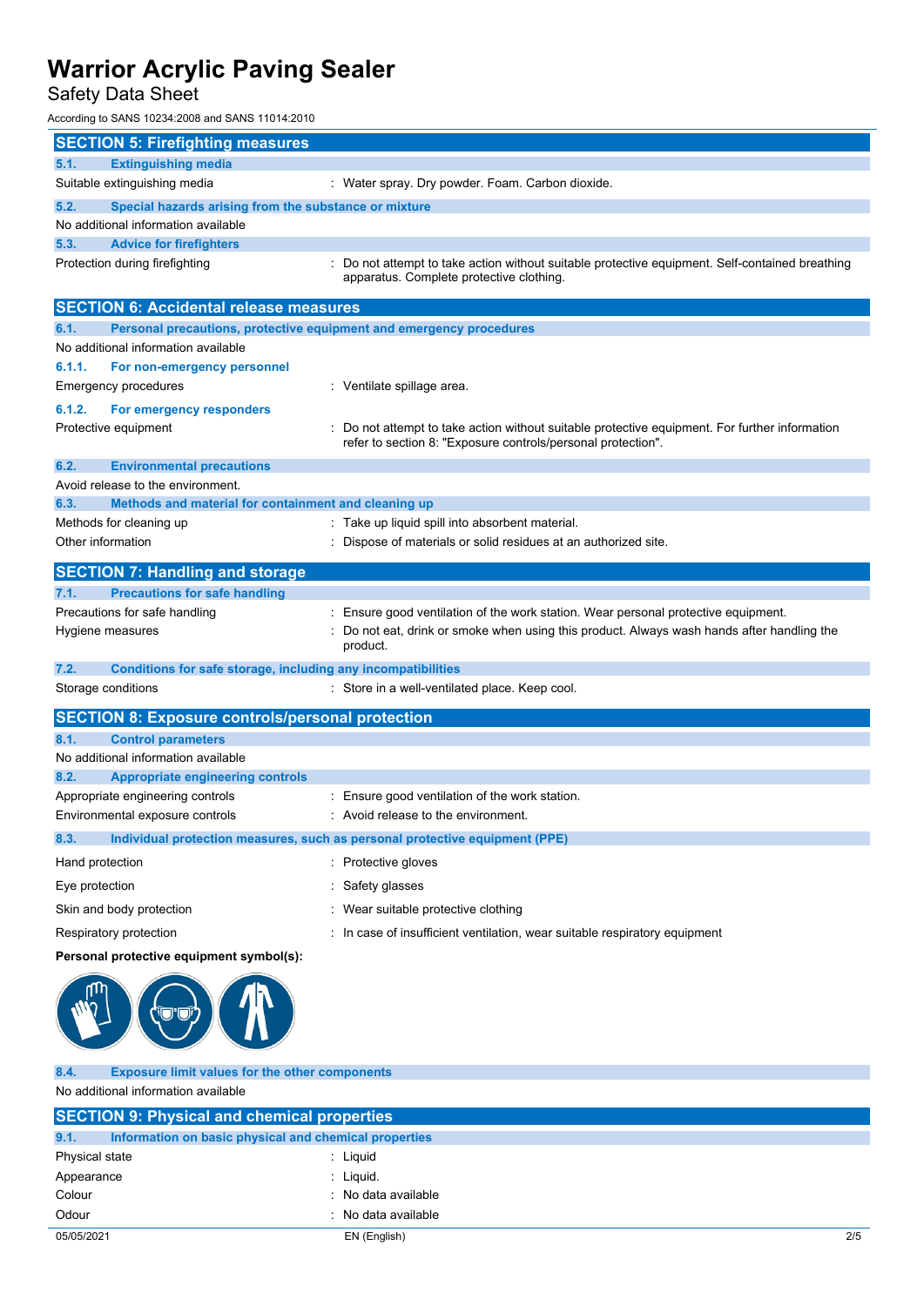## SECTION 5: Firefighting measures

### 5.1. Extinguishing media

| | |
|---|---|
| Suitable extinguishing media | : Water spray. Dry powder. Foam. Carbon dioxide. |

### 5.2. Special hazards arising from the substance or mixture

No additional information available

### 5.3. Advice for firefighters

| | |
|---|---|
| Protection during firefighting | : Do not attempt to take action without suitable protective equipment. Self-contained breathing apparatus. Complete protective clothing. |

## SECTION 6: Accidental release measures

### 6.1. Personal precautions, protective equipment and emergency procedures

No additional information available

#### 6.1.1. For non-emergency personnel

| | |
|---|---|
| Emergency procedures | : Ventilate spillage area. |

#### 6.1.2. For emergency responders

| | |
|---|---|
| Protective equipment | : Do not attempt to take action without suitable protective equipment. For further information refer to section 8: "Exposure controls/personal protection". |

### 6.2. Environmental precautions

Avoid release to the environment.

### 6.3. Methods and material for containment and cleaning up

| | |
|---|---|
| Methods for cleaning up | : Take up liquid spill into absorbent material. |
| Other information | : Dispose of materials or solid residues at an authorized site. |

## SECTION 7: Handling and storage

### 7.1. Precautions for safe handling

| | |
|---|---|
| Precautions for safe handling | : Ensure good ventilation of the work station. Wear personal protective equipment. |
| Hygiene measures | : Do not eat, drink or smoke when using this product. Always wash hands after handling the product. |

### 7.2. Conditions for safe storage, including any incompatibilities

| | |
|---|---|
| Storage conditions | : Store in a well-ventilated place. Keep cool. |

## SECTION 8: Exposure controls/personal protection

### 8.1. Control parameters

No additional information available

### 8.2. Appropriate engineering controls

| | |
|---|---|
| Appropriate engineering controls | : Ensure good ventilation of the work station. |
| Environmental exposure controls | : Avoid release to the environment. |

### 8.3. Individual protection measures, such as personal protective equipment (PPE)

| | |
|---|---|
| Hand protection | : Protective gloves |
| Eye protection | : Safety glasses |
| Skin and body protection | : Wear suitable protective clothing |
| Respiratory protection | : In case of insufficient ventilation, wear suitable respiratory equipment |

**Personal protective equipment symbol(s):**

### 8.4. Exposure limit values for the other components

No additional information available

## SECTION 9: Physical and chemical properties

### 9.1. Information on basic physical and chemical properties

| | |
|---|---|
| Physical state | : Liquid |
| Appearance | : Liquid. |
| Colour | : No data available |
| Odour | : No data available |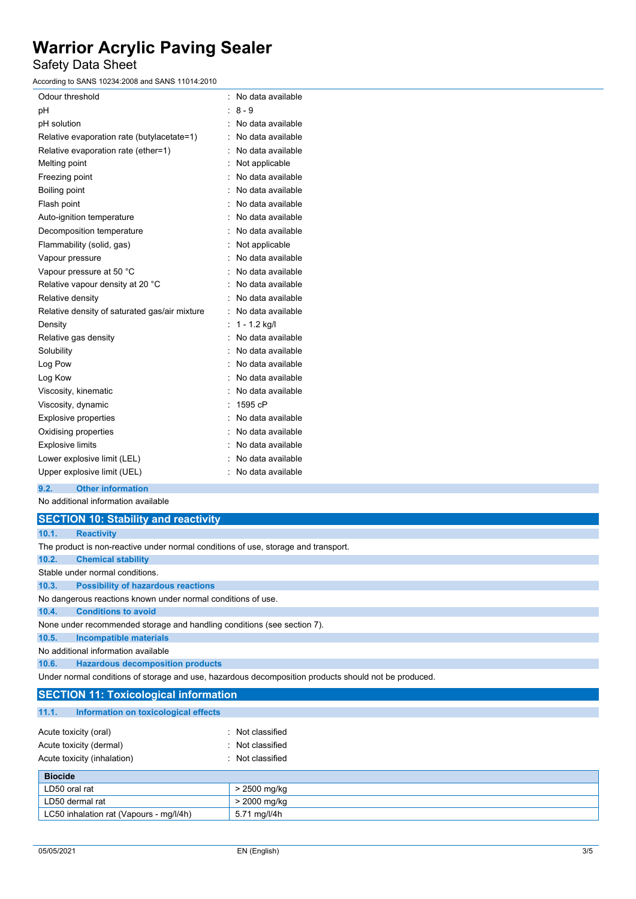| | |
|---|---|
| Odour threshold | : No data available |
| pH | : 8 - 9 |
| pH solution | : No data available |
| Relative evaporation rate (butylacetate=1) | : No data available |
| Relative evaporation rate (ether=1) | : No data available |
| Melting point | : Not applicable |
| Freezing point | : No data available |
| Boiling point | : No data available |
| Flash point | : No data available |
| Auto-ignition temperature | : No data available |
| Decomposition temperature | : No data available |
| Flammability (solid, gas) | : Not applicable |
| Vapour pressure | : No data available |
| Vapour pressure at 50 °C | : No data available |
| Relative vapour density at 20 °C | : No data available |
| Relative density | : No data available |
| Relative density of saturated gas/air mixture | : No data available |
| Density | : 1 - 1.2 kg/l |
| Relative gas density | : No data available |
| Solubility | : No data available |
| Log Pow | : No data available |
| Log Kow | : No data available |
| Viscosity, kinematic | : No data available |
| Viscosity, dynamic | : 1595 cP |
| Explosive properties | : No data available |
| Oxidising properties | : No data available |
| Explosive limits | : No data available |
| Lower explosive limit (LEL) | : No data available |
| Upper explosive limit (UEL) | : No data available |

### 9.2. Other information

No additional information available

## SECTION 10: Stability and reactivity

### 10.1. Reactivity

The product is non-reactive under normal conditions of use, storage and transport.

### 10.2. Chemical stability

Stable under normal conditions.

### 10.3. Possibility of hazardous reactions

No dangerous reactions known under normal conditions of use.

### 10.4. Conditions to avoid

None under recommended storage and handling conditions (see section 7).

### 10.5. Incompatible materials

No additional information available

### 10.6. Hazardous decomposition products

Under normal conditions of storage and use, hazardous decomposition products should not be produced.

## SECTION 11: Toxicological information

### 11.1. Information on toxicological effects

| | |
|---|---|
| Acute toxicity (oral) | : Not classified |
| Acute toxicity (dermal) | : Not classified |
| Acute toxicity (inhalation) | : Not classified |

| **Biocide** | |
|---|---|
| LD50 oral rat | > 2500 mg/kg |
| LD50 dermal rat | > 2000 mg/kg |
| LC50 inhalation rat (Vapours - mg/l/4h) | 5.71 mg/l/4h |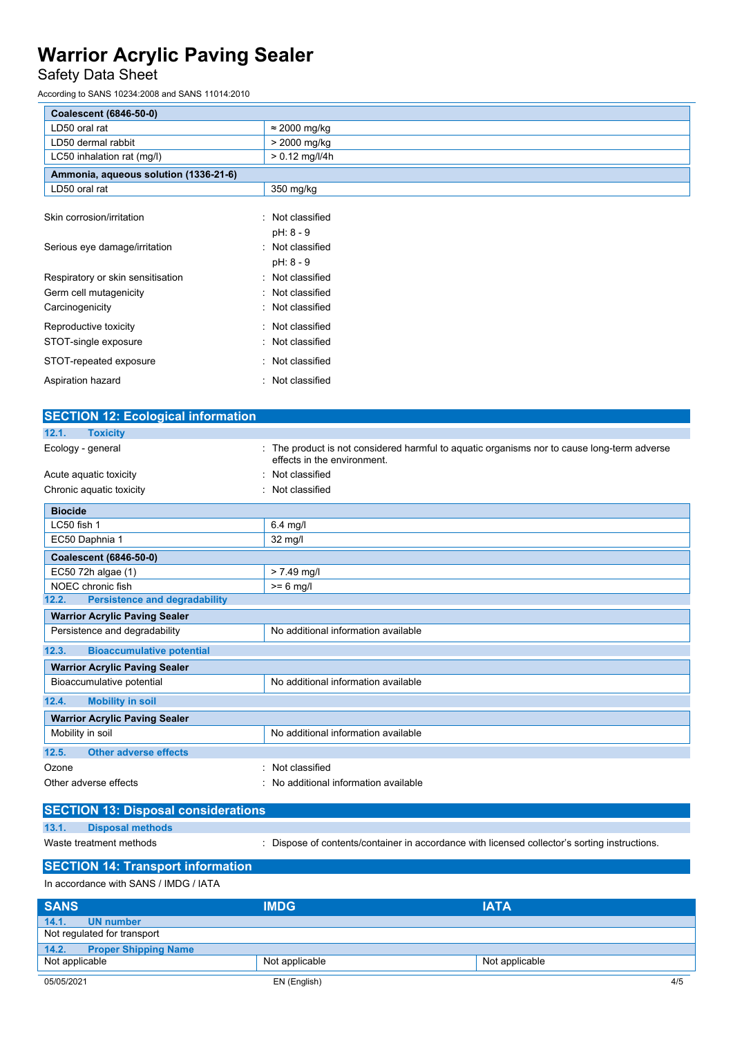| Coalescent (6846-50-0) | |
|---|---|
| LD50 oral rat | ≈ 2000 mg/kg |
| LD50 dermal rabbit | > 2000 mg/kg |
| LC50 inhalation rat (mg/l) | > 0.12 mg/l/4h |

| Ammonia, aqueous solution (1336-21-6) | |
|---|---|
| LD50 oral rat | 350 mg/kg |

Skin corrosion/irritation : Not classified
pH: 8 - 9

Serious eye damage/irritation : Not classified
pH: 8 - 9

Respiratory or skin sensitisation : Not classified

Germ cell mutagenicity : Not classified

Carcinogenicity : Not classified

Reproductive toxicity : Not classified

STOT-single exposure : Not classified

STOT-repeated exposure : Not classified

Aspiration hazard : Not classified

## SECTION 12: Ecological information

### 12.1. Toxicity

Ecology - general : The product is not considered harmful to aquatic organisms nor to cause long-term adverse effects in the environment.

Acute aquatic toxicity : Not classified

Chronic aquatic toxicity : Not classified

| Biocide | |
|---|---|
| LC50 fish 1 | 6.4 mg/l |
| EC50 Daphnia 1 | 32 mg/l |

| Coalescent (6846-50-0) | |
|---|---|
| EC50 72h algae (1) | > 7.49 mg/l |
| NOEC chronic fish | >= 6 mg/l |

### 12.2. Persistence and degradability

| Warrior Acrylic Paving Sealer | |
|---|---|
| Persistence and degradability | No additional information available |

### 12.3. Bioaccumulative potential

| Warrior Acrylic Paving Sealer | |
|---|---|
| Bioaccumulative potential | No additional information available |

### 12.4. Mobility in soil

| Warrior Acrylic Paving Sealer | |
|---|---|
| Mobility in soil | No additional information available |

### 12.5. Other adverse effects

Ozone : Not classified

Other adverse effects : No additional information available

## SECTION 13: Disposal considerations

### 13.1. Disposal methods

Waste treatment methods : Dispose of contents/container in accordance with licensed collector's sorting instructions.

## SECTION 14: Transport information

In accordance with SANS / IMDG / IATA

| SANS | IMDG | IATA |
|---|---|---|
| **14.1. UN number** | | |
| Not regulated for transport | | |
| **14.2. Proper Shipping Name** | | |
| Not applicable | Not applicable | Not applicable |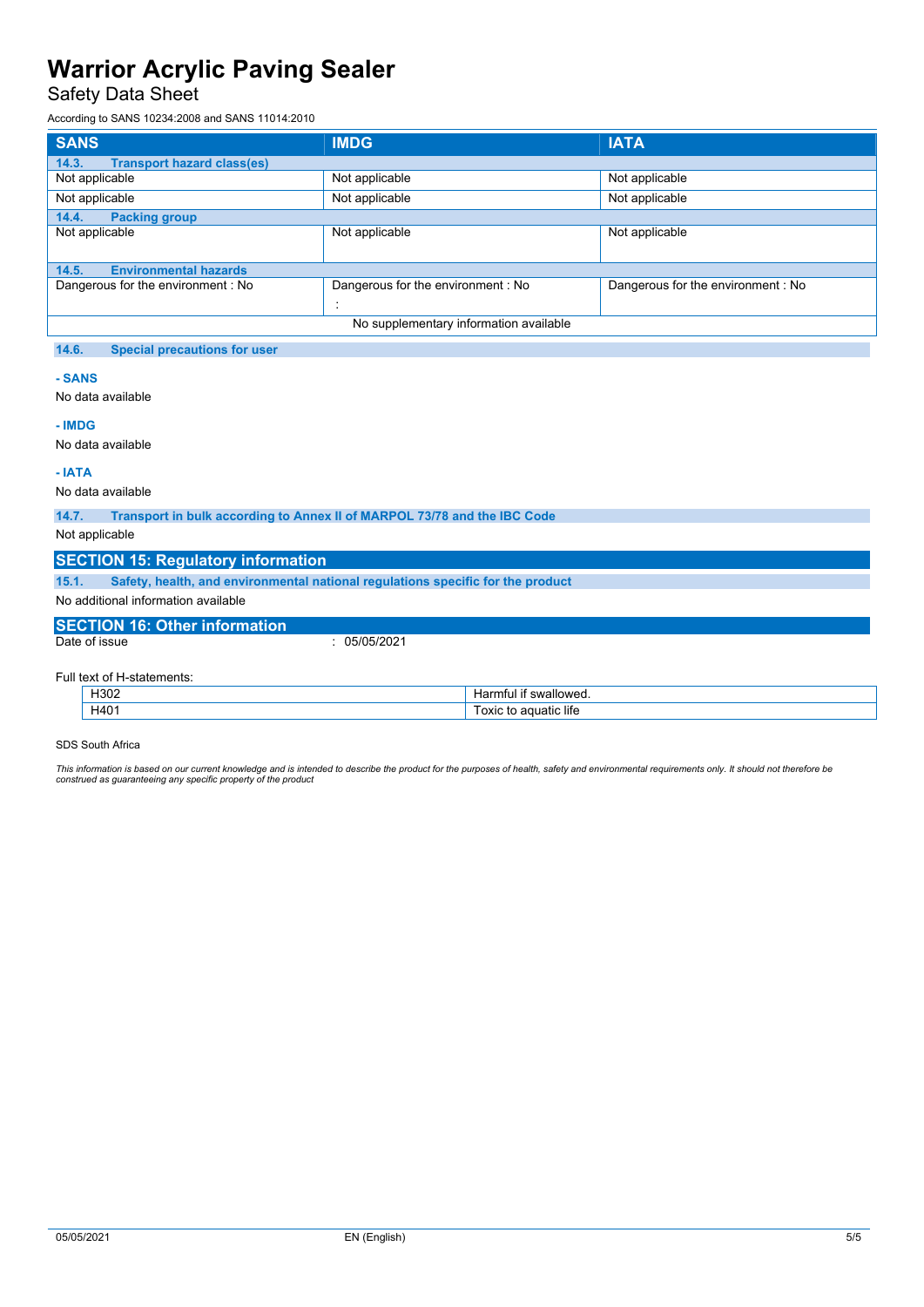# Warrior Acrylic Paving Sealer

Safety Data Sheet

According to SANS 10234:2008 and SANS 11014:2010

| SANS | IMDG | IATA |
|---|---|---|
| **14.3. Transport hazard class(es)** | | |
| Not applicable | Not applicable | Not applicable |
| Not applicable | Not applicable | Not applicable |
| **14.4. Packing group** | | |
| Not applicable | Not applicable | Not applicable |
| **14.5. Environmental hazards** | | |
| Dangerous for the environment : No | Dangerous for the environment : No<br>: | Dangerous for the environment : No |
| No supplementary information available | | |

### 14.6. Special precautions for user

**- SANS**

No data available

**- IMDG**

No data available

**- IATA**

No data available

### 14.7. Transport in bulk according to Annex II of MARPOL 73/78 and the IBC Code

Not applicable

## SECTION 15: Regulatory information

### 15.1. Safety, health, and environmental national regulations specific for the product

No additional information available

## SECTION 16: Other information

Date of issue : 05/05/2021

Full text of H-statements:

| | |
|---|---|
| H302 | Harmful if swallowed. |
| H401 | Toxic to aquatic life |

SDS South Africa

*This information is based on our current knowledge and is intended to describe the product for the purposes of health, safety and environmental requirements only. It should not therefore be construed as guaranteeing any specific property of the product*